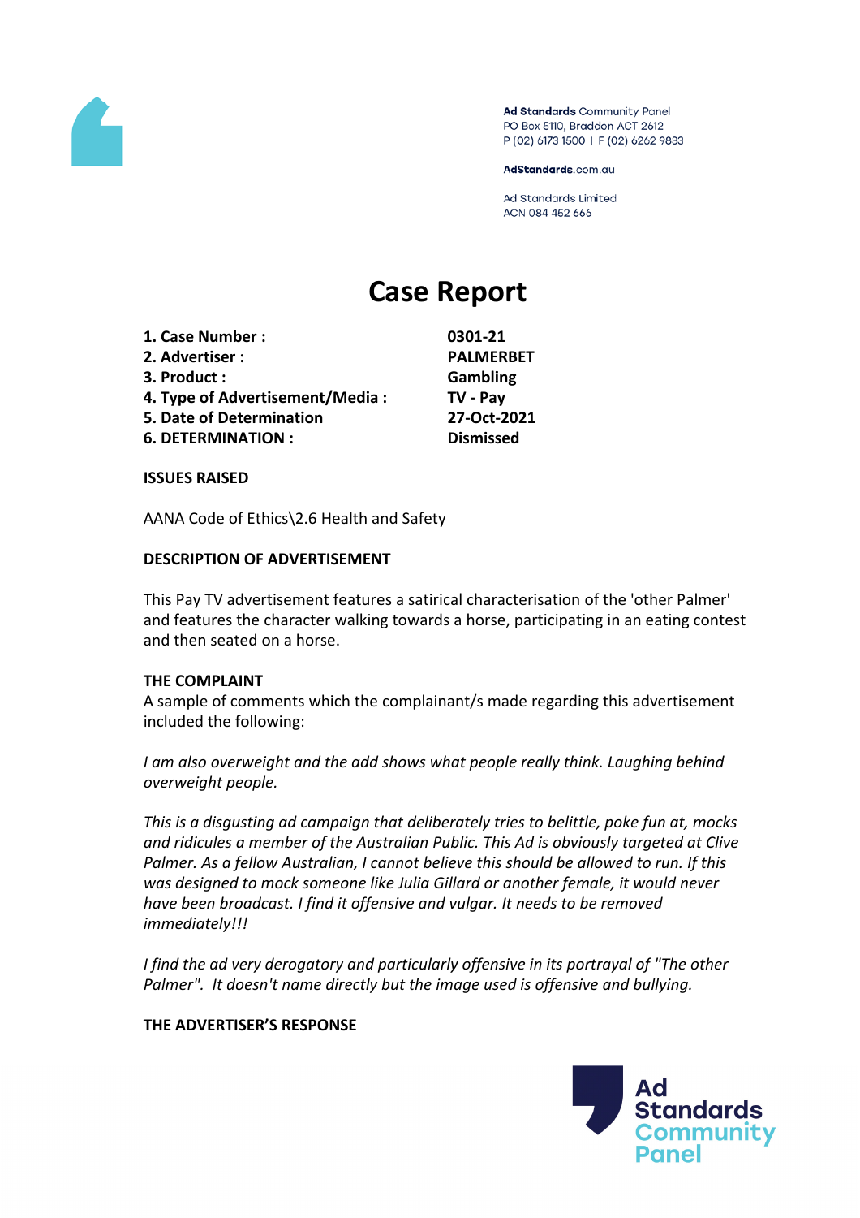**Ad Standards** Community Panel
PO Box 5110, Braddon ACT 2612
P (02) 6173 1500 | F (02) 6262 9833

**AdStandards**.com.au

Ad Standards Limited
ACN 084 452 666

# Case Report

| | |
|---|---|
| **1. Case Number :** | **0301-21** |
| **2. Advertiser :** | **PALMERBET** |
| **3. Product :** | **Gambling** |
| **4. Type of Advertisement/Media :** | **TV - Pay** |
| **5. Date of Determination** | **27-Oct-2021** |
| **6. DETERMINATION :** | **Dismissed** |

**ISSUES RAISED**

AANA Code of Ethics\2.6 Health and Safety

**DESCRIPTION OF ADVERTISEMENT**

This Pay TV advertisement features a satirical characterisation of the 'other Palmer' and features the character walking towards a horse, participating in an eating contest and then seated on a horse.

**THE COMPLAINT**

A sample of comments which the complainant/s made regarding this advertisement included the following:

*I am also overweight and the add shows what people really think. Laughing behind overweight people.*

*This is a disgusting ad campaign that deliberately tries to belittle, poke fun at, mocks and ridicules a member of the Australian Public. This Ad is obviously targeted at Clive Palmer. As a fellow Australian, I cannot believe this should be allowed to run. If this was designed to mock someone like Julia Gillard or another female, it would never have been broadcast. I find it offensive and vulgar. It needs to be removed immediately!!!*

*I find the ad very derogatory and particularly offensive in its portrayal of "The other Palmer". It doesn't name directly but the image used is offensive and bullying.*

**THE ADVERTISER'S RESPONSE**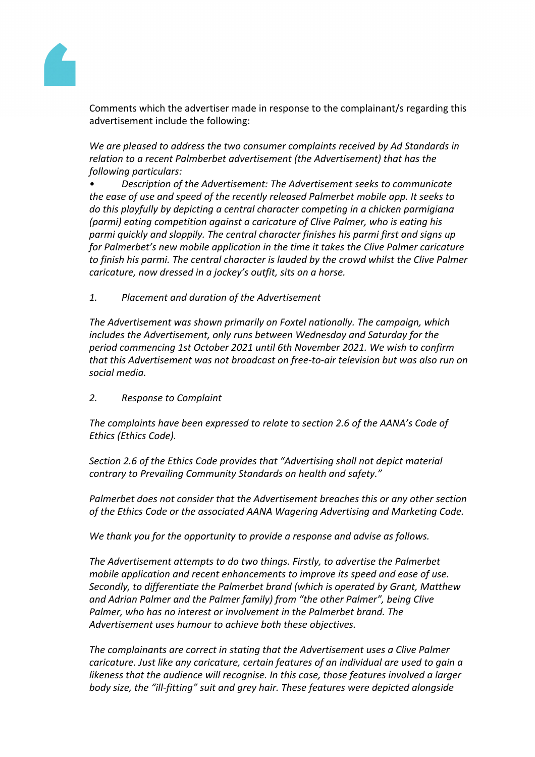Comments which the advertiser made in response to the complainant/s regarding this advertisement include the following:

*We are pleased to address the two consumer complaints received by Ad Standards in relation to a recent Palmberbet advertisement (the Advertisement) that has the following particulars:*

- *Description of the Advertisement: The Advertisement seeks to communicate the ease of use and speed of the recently released Palmerbet mobile app. It seeks to do this playfully by depicting a central character competing in a chicken parmigiana (parmi) eating competition against a caricature of Clive Palmer, who is eating his parmi quickly and sloppily. The central character finishes his parmi first and signs up for Palmerbet's new mobile application in the time it takes the Clive Palmer caricature to finish his parmi. The central character is lauded by the crowd whilst the Clive Palmer caricature, now dressed in a jockey's outfit, sits on a horse.*

*1. Placement and duration of the Advertisement*

*The Advertisement was shown primarily on Foxtel nationally. The campaign, which includes the Advertisement, only runs between Wednesday and Saturday for the period commencing 1st October 2021 until 6th November 2021. We wish to confirm that this Advertisement was not broadcast on free-to-air television but was also run on social media.*

*2. Response to Complaint*

*The complaints have been expressed to relate to section 2.6 of the AANA's Code of Ethics (Ethics Code).*

*Section 2.6 of the Ethics Code provides that "Advertising shall not depict material contrary to Prevailing Community Standards on health and safety."*

*Palmerbet does not consider that the Advertisement breaches this or any other section of the Ethics Code or the associated AANA Wagering Advertising and Marketing Code.*

*We thank you for the opportunity to provide a response and advise as follows.*

*The Advertisement attempts to do two things. Firstly, to advertise the Palmerbet mobile application and recent enhancements to improve its speed and ease of use. Secondly, to differentiate the Palmerbet brand (which is operated by Grant, Matthew and Adrian Palmer and the Palmer family) from "the other Palmer", being Clive Palmer, who has no interest or involvement in the Palmerbet brand. The Advertisement uses humour to achieve both these objectives.*

*The complainants are correct in stating that the Advertisement uses a Clive Palmer caricature. Just like any caricature, certain features of an individual are used to gain a likeness that the audience will recognise. In this case, those features involved a larger body size, the "ill-fitting" suit and grey hair. These features were depicted alongside*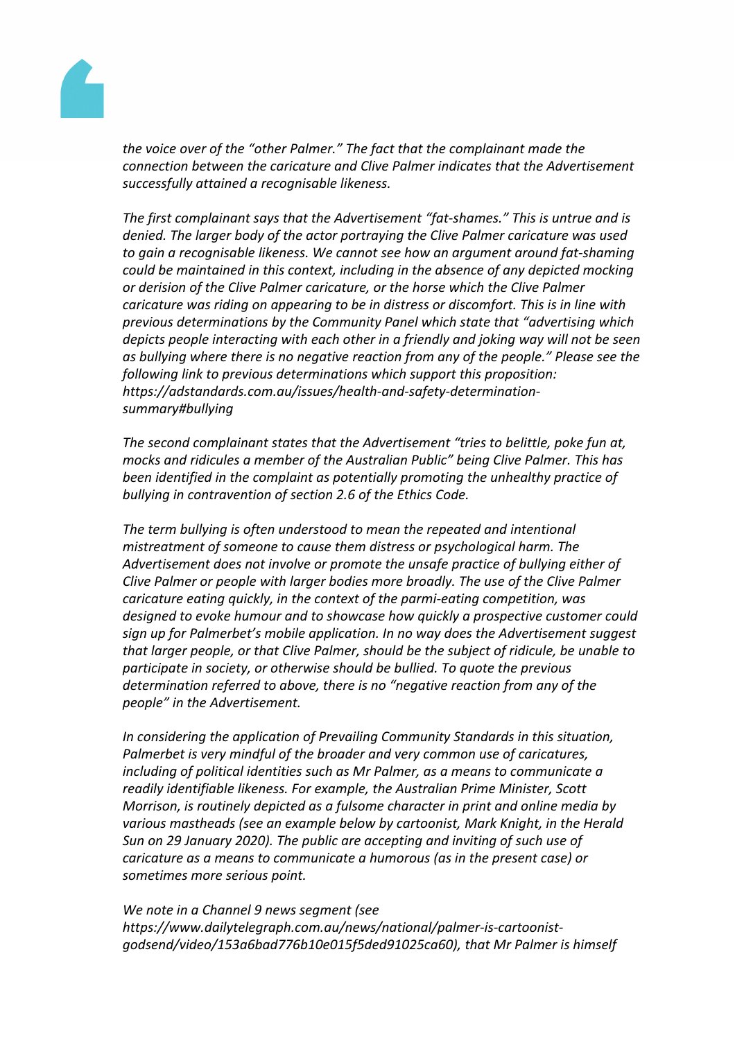*the voice over of the "other Palmer." The fact that the complainant made the connection between the caricature and Clive Palmer indicates that the Advertisement successfully attained a recognisable likeness.*

*The first complainant says that the Advertisement "fat-shames." This is untrue and is denied. The larger body of the actor portraying the Clive Palmer caricature was used to gain a recognisable likeness. We cannot see how an argument around fat-shaming could be maintained in this context, including in the absence of any depicted mocking or derision of the Clive Palmer caricature, or the horse which the Clive Palmer caricature was riding on appearing to be in distress or discomfort. This is in line with previous determinations by the Community Panel which state that "advertising which depicts people interacting with each other in a friendly and joking way will not be seen as bullying where there is no negative reaction from any of the people." Please see the following link to previous determinations which support this proposition: https://adstandards.com.au/issues/health-and-safety-determination-summary#bullying*

*The second complainant states that the Advertisement "tries to belittle, poke fun at, mocks and ridicules a member of the Australian Public" being Clive Palmer. This has been identified in the complaint as potentially promoting the unhealthy practice of bullying in contravention of section 2.6 of the Ethics Code.*

*The term bullying is often understood to mean the repeated and intentional mistreatment of someone to cause them distress or psychological harm. The Advertisement does not involve or promote the unsafe practice of bullying either of Clive Palmer or people with larger bodies more broadly. The use of the Clive Palmer caricature eating quickly, in the context of the parmi-eating competition, was designed to evoke humour and to showcase how quickly a prospective customer could sign up for Palmerbet's mobile application. In no way does the Advertisement suggest that larger people, or that Clive Palmer, should be the subject of ridicule, be unable to participate in society, or otherwise should be bullied. To quote the previous determination referred to above, there is no "negative reaction from any of the people" in the Advertisement.*

*In considering the application of Prevailing Community Standards in this situation, Palmerbet is very mindful of the broader and very common use of caricatures, including of political identities such as Mr Palmer, as a means to communicate a readily identifiable likeness. For example, the Australian Prime Minister, Scott Morrison, is routinely depicted as a fulsome character in print and online media by various mastheads (see an example below by cartoonist, Mark Knight, in the Herald Sun on 29 January 2020). The public are accepting and inviting of such use of caricature as a means to communicate a humorous (as in the present case) or sometimes more serious point.*

*We note in a Channel 9 news segment (see https://www.dailytelegraph.com.au/news/national/palmer-is-cartoonist-godsend/video/153a6bad776b10e015f5ded91025ca60), that Mr Palmer is himself*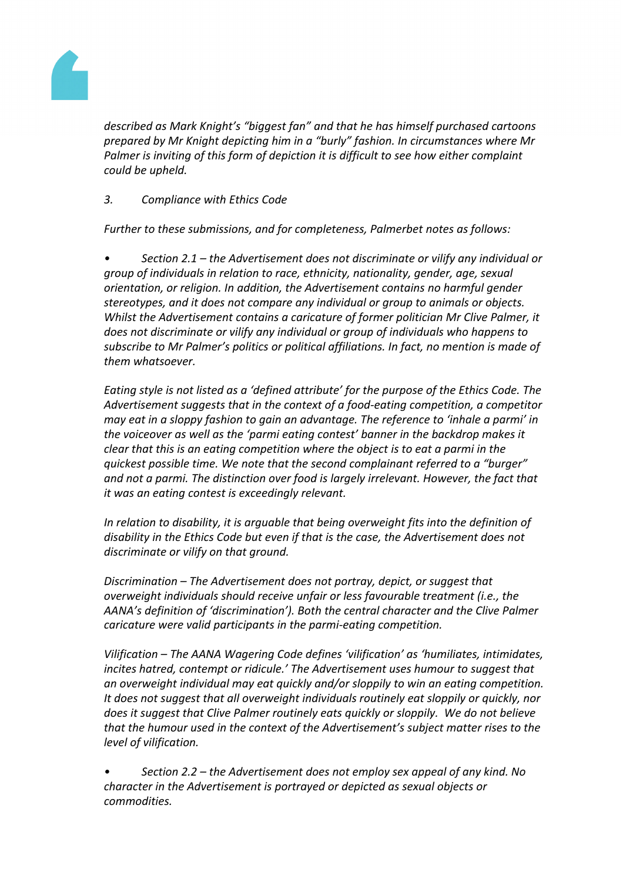*described as Mark Knight's "biggest fan" and that he has himself purchased cartoons prepared by Mr Knight depicting him in a "burly" fashion. In circumstances where Mr Palmer is inviting of this form of depiction it is difficult to see how either complaint could be upheld.*

*3. Compliance with Ethics Code*

*Further to these submissions, and for completeness, Palmerbet notes as follows:*

- *Section 2.1 – the Advertisement does not discriminate or vilify any individual or group of individuals in relation to race, ethnicity, nationality, gender, age, sexual orientation, or religion. In addition, the Advertisement contains no harmful gender stereotypes, and it does not compare any individual or group to animals or objects. Whilst the Advertisement contains a caricature of former politician Mr Clive Palmer, it does not discriminate or vilify any individual or group of individuals who happens to subscribe to Mr Palmer's politics or political affiliations. In fact, no mention is made of them whatsoever.*

*Eating style is not listed as a 'defined attribute' for the purpose of the Ethics Code. The Advertisement suggests that in the context of a food-eating competition, a competitor may eat in a sloppy fashion to gain an advantage. The reference to 'inhale a parmi' in the voiceover as well as the 'parmi eating contest' banner in the backdrop makes it clear that this is an eating competition where the object is to eat a parmi in the quickest possible time. We note that the second complainant referred to a "burger" and not a parmi. The distinction over food is largely irrelevant. However, the fact that it was an eating contest is exceedingly relevant.*

*In relation to disability, it is arguable that being overweight fits into the definition of disability in the Ethics Code but even if that is the case, the Advertisement does not discriminate or vilify on that ground.*

*Discrimination – The Advertisement does not portray, depict, or suggest that overweight individuals should receive unfair or less favourable treatment (i.e., the AANA's definition of 'discrimination'). Both the central character and the Clive Palmer caricature were valid participants in the parmi-eating competition.*

*Vilification – The AANA Wagering Code defines 'vilification' as 'humiliates, intimidates, incites hatred, contempt or ridicule.' The Advertisement uses humour to suggest that an overweight individual may eat quickly and/or sloppily to win an eating competition. It does not suggest that all overweight individuals routinely eat sloppily or quickly, nor does it suggest that Clive Palmer routinely eats quickly or sloppily. We do not believe that the humour used in the context of the Advertisement's subject matter rises to the level of vilification.*

- *Section 2.2 – the Advertisement does not employ sex appeal of any kind. No character in the Advertisement is portrayed or depicted as sexual objects or commodities.*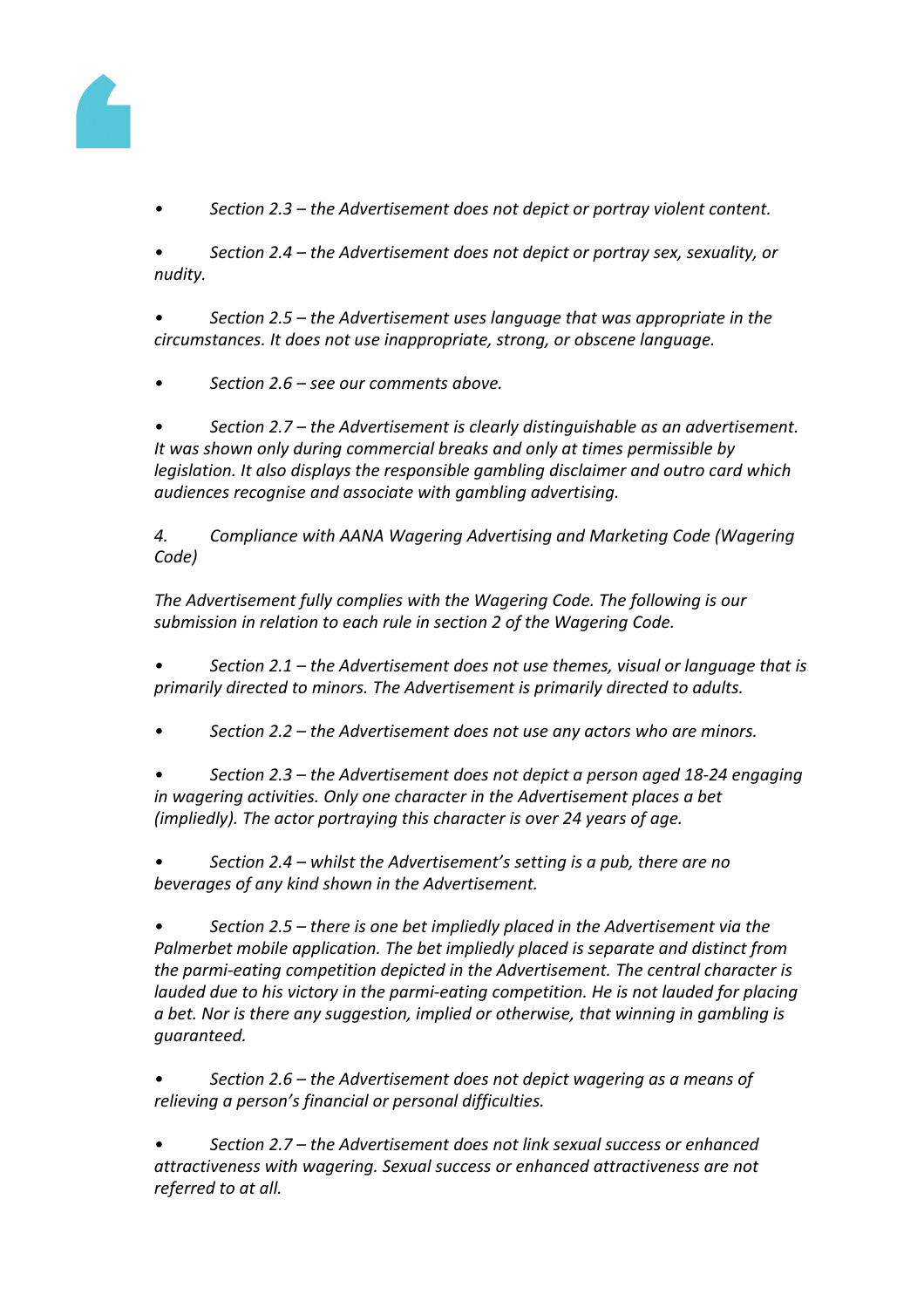- *Section 2.3 – the Advertisement does not depict or portray violent content.*

- *Section 2.4 – the Advertisement does not depict or portray sex, sexuality, or nudity.*

- *Section 2.5 – the Advertisement uses language that was appropriate in the circumstances. It does not use inappropriate, strong, or obscene language.*

- *Section 2.6 – see our comments above.*

- *Section 2.7 – the Advertisement is clearly distinguishable as an advertisement. It was shown only during commercial breaks and only at times permissible by legislation. It also displays the responsible gambling disclaimer and outro card which audiences recognise and associate with gambling advertising.*

*4. Compliance with AANA Wagering Advertising and Marketing Code (Wagering Code)*

*The Advertisement fully complies with the Wagering Code. The following is our submission in relation to each rule in section 2 of the Wagering Code.*

- *Section 2.1 – the Advertisement does not use themes, visual or language that is primarily directed to minors. The Advertisement is primarily directed to adults.*

- *Section 2.2 – the Advertisement does not use any actors who are minors.*

- *Section 2.3 – the Advertisement does not depict a person aged 18-24 engaging in wagering activities. Only one character in the Advertisement places a bet (impliedly). The actor portraying this character is over 24 years of age.*

- *Section 2.4 – whilst the Advertisement's setting is a pub, there are no beverages of any kind shown in the Advertisement.*

- *Section 2.5 – there is one bet impliedly placed in the Advertisement via the Palmerbet mobile application. The bet impliedly placed is separate and distinct from the parmi-eating competition depicted in the Advertisement. The central character is lauded due to his victory in the parmi-eating competition. He is not lauded for placing a bet. Nor is there any suggestion, implied or otherwise, that winning in gambling is guaranteed.*

- *Section 2.6 – the Advertisement does not depict wagering as a means of relieving a person's financial or personal difficulties.*

- *Section 2.7 – the Advertisement does not link sexual success or enhanced attractiveness with wagering. Sexual success or enhanced attractiveness are not referred to at all.*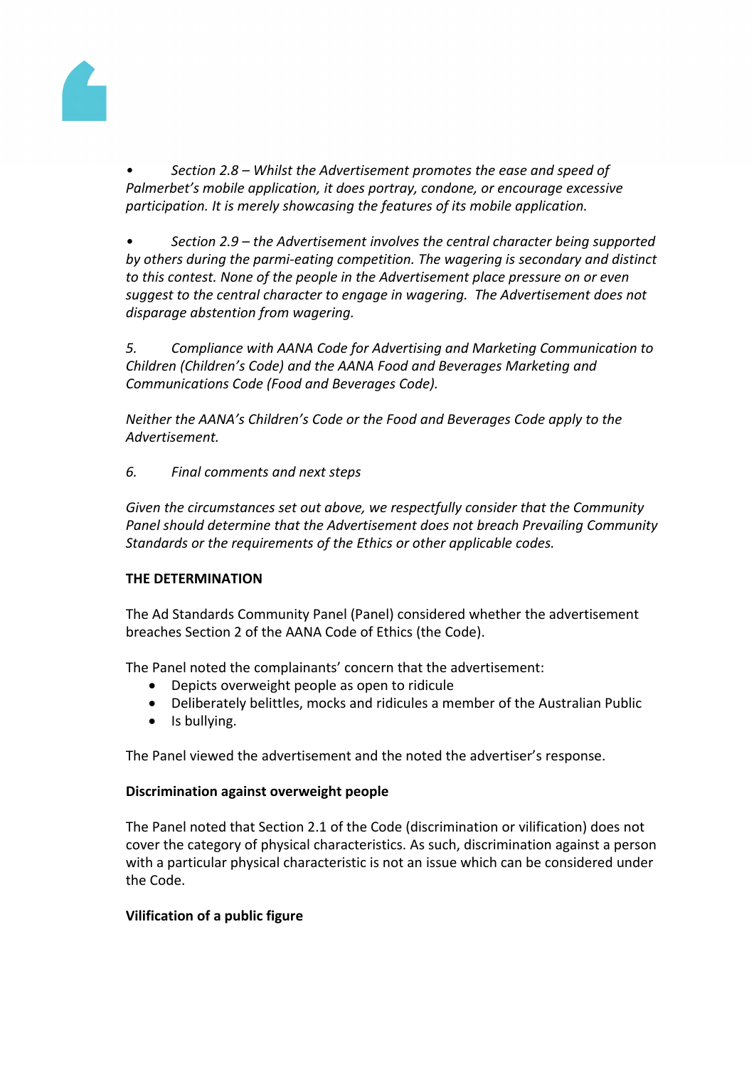*• Section 2.8 – Whilst the Advertisement promotes the ease and speed of Palmerbet's mobile application, it does portray, condone, or encourage excessive participation. It is merely showcasing the features of its mobile application.*

*• Section 2.9 – the Advertisement involves the central character being supported by others during the parmi-eating competition. The wagering is secondary and distinct to this contest. None of the people in the Advertisement place pressure on or even suggest to the central character to engage in wagering. The Advertisement does not disparage abstention from wagering.*

*5. Compliance with AANA Code for Advertising and Marketing Communication to Children (Children's Code) and the AANA Food and Beverages Marketing and Communications Code (Food and Beverages Code).*

*Neither the AANA's Children's Code or the Food and Beverages Code apply to the Advertisement.*

*6. Final comments and next steps*

*Given the circumstances set out above, we respectfully consider that the Community Panel should determine that the Advertisement does not breach Prevailing Community Standards or the requirements of the Ethics or other applicable codes.*

**THE DETERMINATION**

The Ad Standards Community Panel (Panel) considered whether the advertisement breaches Section 2 of the AANA Code of Ethics (the Code).

The Panel noted the complainants' concern that the advertisement:

- Depicts overweight people as open to ridicule
- Deliberately belittles, mocks and ridicules a member of the Australian Public
- Is bullying.

The Panel viewed the advertisement and the noted the advertiser's response.

**Discrimination against overweight people**

The Panel noted that Section 2.1 of the Code (discrimination or vilification) does not cover the category of physical characteristics. As such, discrimination against a person with a particular physical characteristic is not an issue which can be considered under the Code.

**Vilification of a public figure**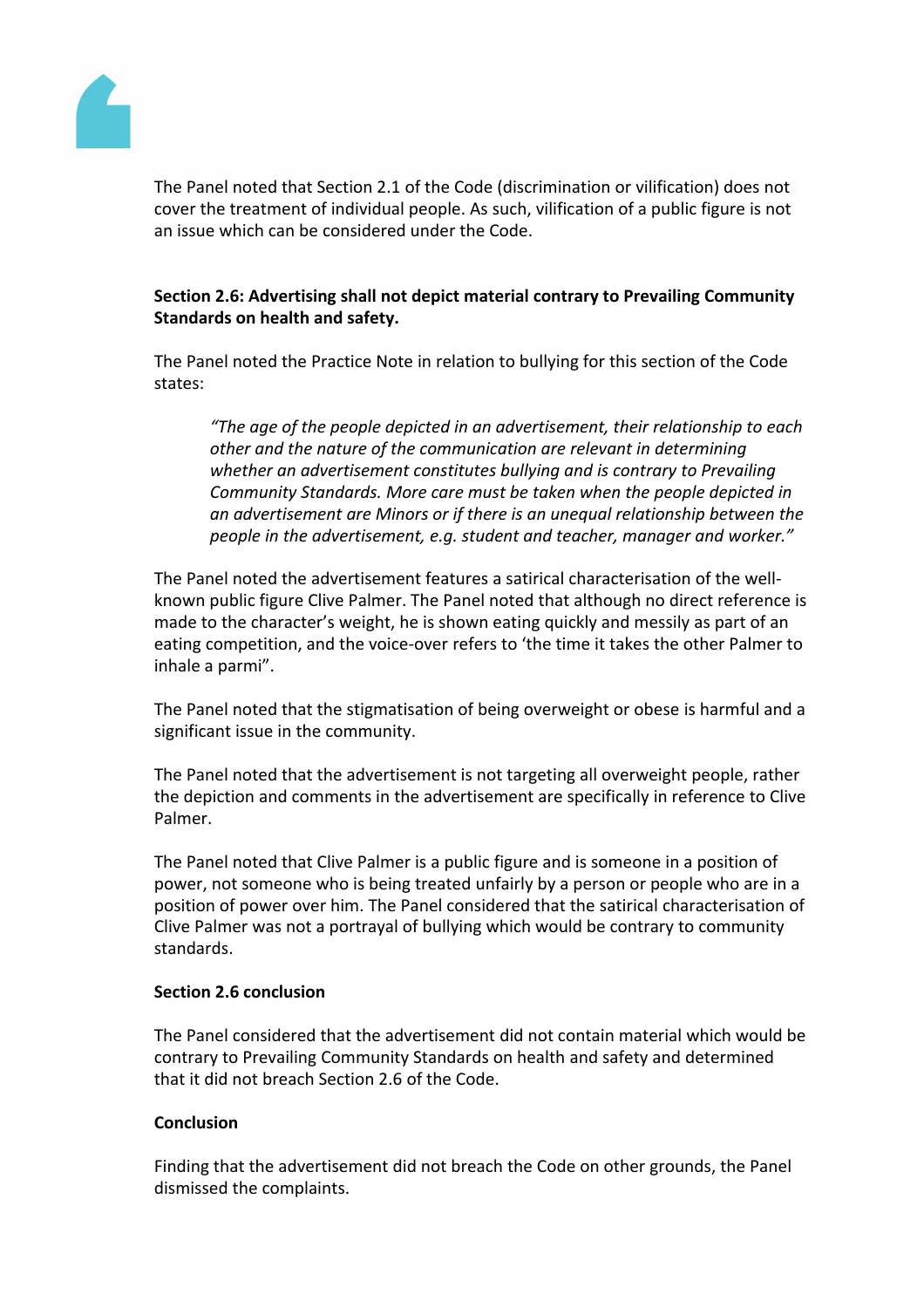The Panel noted that Section 2.1 of the Code (discrimination or vilification) does not cover the treatment of individual people. As such, vilification of a public figure is not an issue which can be considered under the Code.

**Section 2.6: Advertising shall not depict material contrary to Prevailing Community Standards on health and safety.**

The Panel noted the Practice Note in relation to bullying for this section of the Code states:

> *"The age of the people depicted in an advertisement, their relationship to each other and the nature of the communication are relevant in determining whether an advertisement constitutes bullying and is contrary to Prevailing Community Standards. More care must be taken when the people depicted in an advertisement are Minors or if there is an unequal relationship between the people in the advertisement, e.g. student and teacher, manager and worker."*

The Panel noted the advertisement features a satirical characterisation of the well-known public figure Clive Palmer. The Panel noted that although no direct reference is made to the character's weight, he is shown eating quickly and messily as part of an eating competition, and the voice-over refers to 'the time it takes the other Palmer to inhale a parmi".

The Panel noted that the stigmatisation of being overweight or obese is harmful and a significant issue in the community.

The Panel noted that the advertisement is not targeting all overweight people, rather the depiction and comments in the advertisement are specifically in reference to Clive Palmer.

The Panel noted that Clive Palmer is a public figure and is someone in a position of power, not someone who is being treated unfairly by a person or people who are in a position of power over him. The Panel considered that the satirical characterisation of Clive Palmer was not a portrayal of bullying which would be contrary to community standards.

**Section 2.6 conclusion**

The Panel considered that the advertisement did not contain material which would be contrary to Prevailing Community Standards on health and safety and determined that it did not breach Section 2.6 of the Code.

**Conclusion**

Finding that the advertisement did not breach the Code on other grounds, the Panel dismissed the complaints.